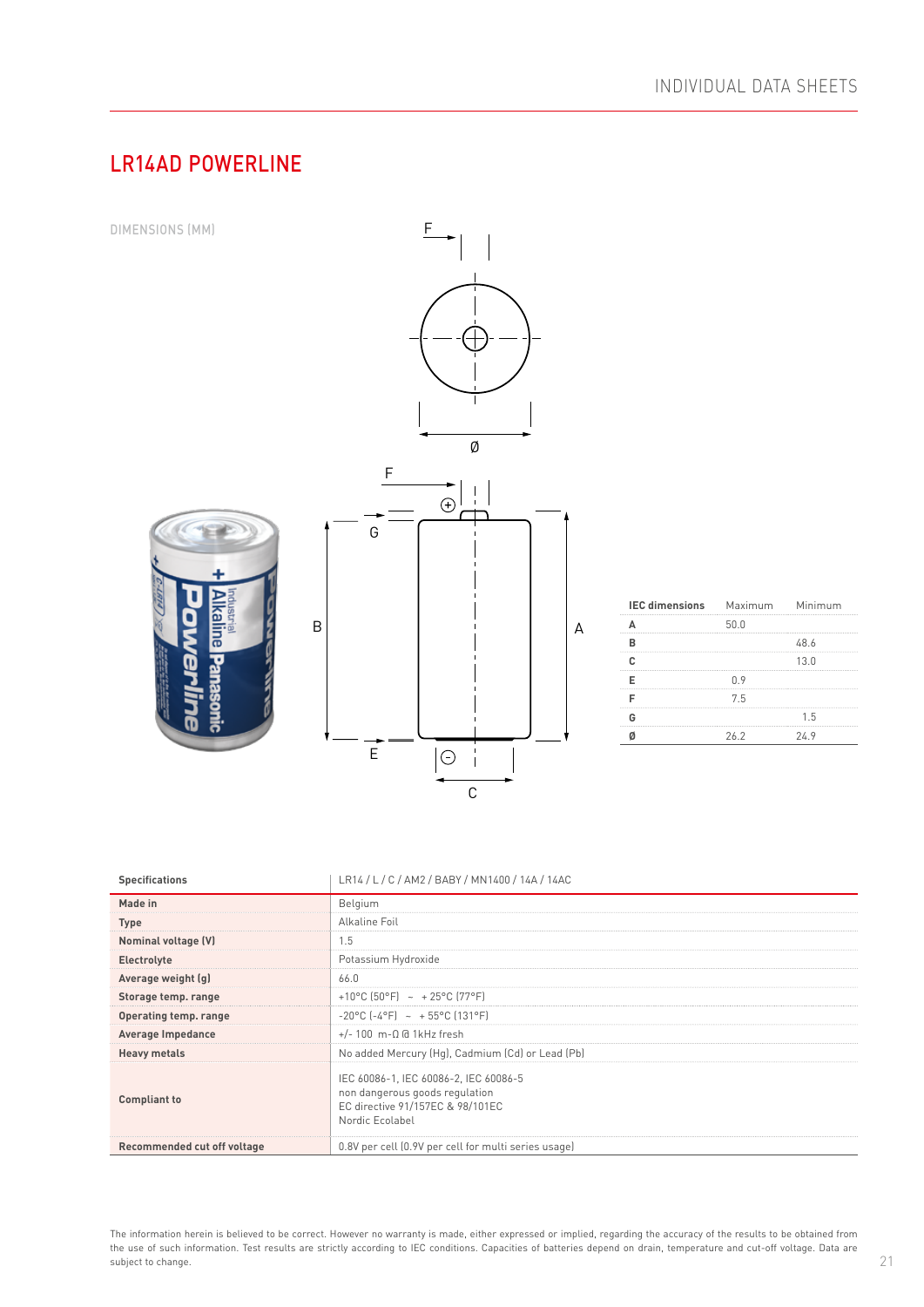# LR14AD POWERLINE

DIMENSIONS (MM)

| IEC dimensions | Maximum | Minimum |
|---|---|---|
| A | 50.0 | |
| B | | 48.6 |
| C | | 13.0 |
| E | 0.9 | |
| F | 7.5 | |
| G | | 1.5 |
| Ø | 26.2 | 24.9 |

| Specifications | LR14 / L / C / AM2 / BABY / MN1400 / 14A / 14AC |
|---|---|
| Made in | Belgium |
| Type | Alkaline Foil |
| Nominal voltage (V) | 1.5 |
| Electrolyte | Potassium Hydroxide |
| Average weight (g) | 66.0 |
| Storage temp. range | +10°C (50°F) ~ + 25°C (77°F) |
| Operating temp. range | -20°C (-4°F) ~ + 55°C (131°F) |
| Average Impedance | +/- 100 m-Ω @ 1kHz fresh |
| Heavy metals | No added Mercury (Hg), Cadmium (Cd) or Lead (Pb) |
| Compliant to | IEC 60086-1, IEC 60086-2, IEC 60086-5<br>non dangerous goods regulation<br>EC directive 91/157EC & 98/101EC<br>Nordic Ecolabel |
| Recommended cut off voltage | 0.8V per cell (0.9V per cell for multi series usage) |

The information herein is believed to be correct. However no warranty is made, either expressed or implied, regarding the accuracy of the results to be obtained from the use of such information. Test results are strictly according to IEC conditions. Capacities of batteries depend on drain, temperature and cut-off voltage. Data are subject to change.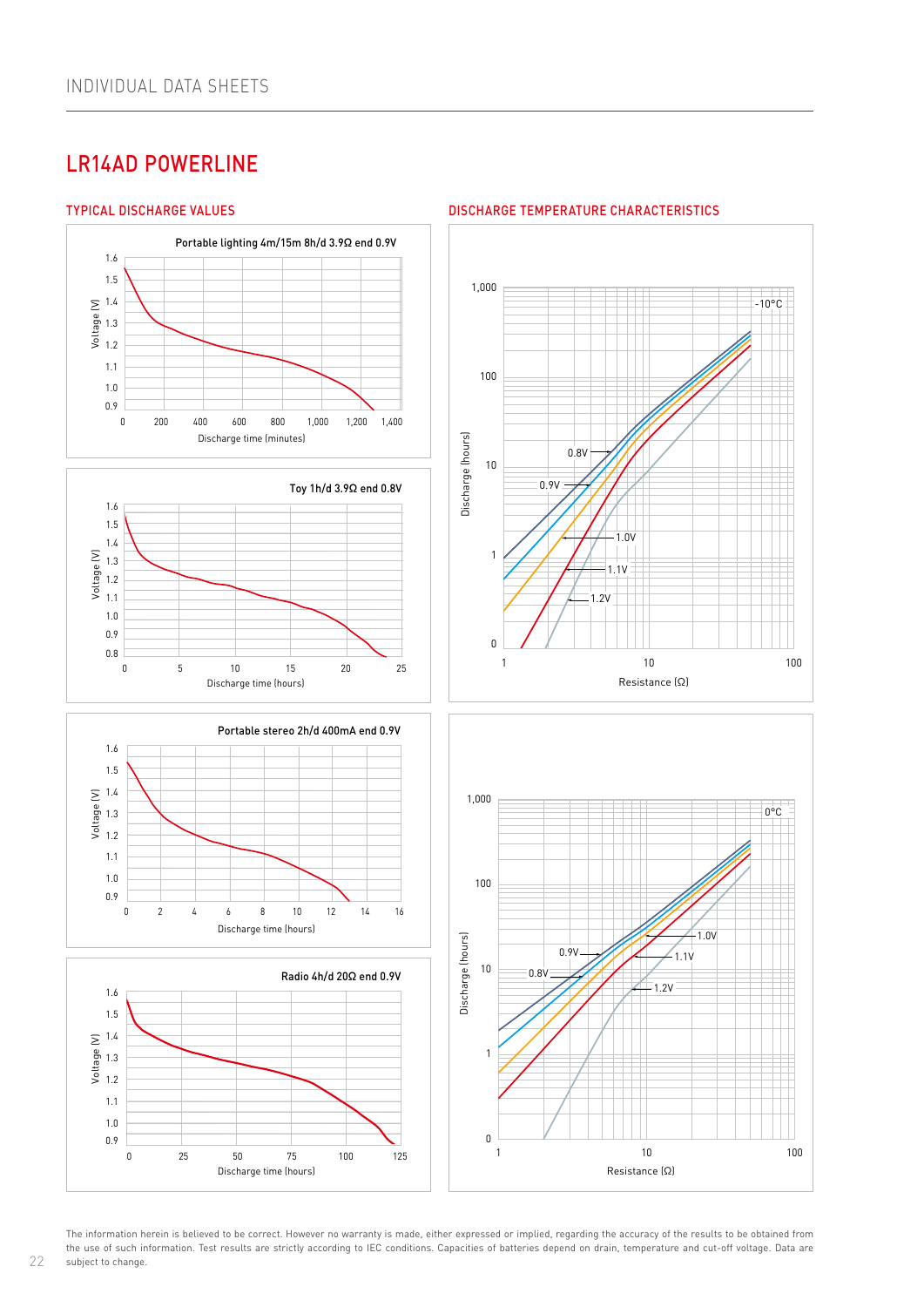## LR14AD POWERLINE

### TYPICAL DISCHARGE VALUES

Portable lighting 4m/15m 8h/d 3.9Ω end 0.9V

Voltage (V): 0.9, 1.0, 1.1, 1.2, 1.3, 1.4, 1.5, 1.6

Discharge time (minutes): 0, 200, 400, 600, 800, 1,000, 1,200, 1,400

Toy 1h/d 3.9Ω end 0.8V

Voltage (V): 0.8, 0.9, 1.0, 1.1, 1.2, 1.3, 1.4, 1.5, 1.6

Discharge time (hours): 0, 5, 10, 15, 20, 25

Portable stereo 2h/d 400mA end 0.9V

Voltage (V): 0.9, 1.0, 1.1, 1.2, 1.3, 1.4, 1.5, 1.6

Discharge time (hours): 0, 2, 4, 6, 8, 10, 12, 14, 16

Radio 4h/d 20Ω end 0.9V

Voltage (V): 0.9, 1.0, 1.1, 1.2, 1.3, 1.4, 1.5, 1.6

Discharge time (hours): 0, 25, 50, 75, 100, 125

### DISCHARGE TEMPERATURE CHARACTERISTICS

-10°C

Discharge (hours): 0, 1, 10, 100, 1,000

Resistance (Ω): 1, 10, 100

0.8V, 0.9V, 1.0V, 1.1V, 1.2V

0°C

Discharge (hours): 0, 1, 10, 100, 1,000

Resistance (Ω): 1, 10, 100

0.8V, 0.9V, 1.0V, 1.1V, 1.2V

The information herein is believed to be correct. However no warranty is made, either expressed or implied, regarding the accuracy of the results to be obtained from the use of such information. Test results are strictly according to IEC conditions. Capacities of batteries depend on drain, temperature and cut-off voltage. Data are subject to change.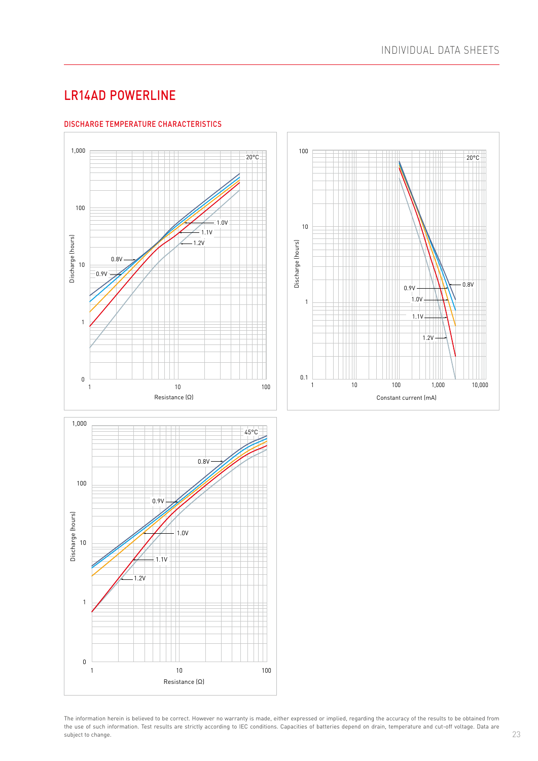## LR14AD POWERLINE

### DISCHARGE TEMPERATURE CHARACTERISTICS

20°C

Discharge (hours)

1,000
100
10
1
0

1
10
100

Resistance (Ω)

0.8V
0.9V
1.0V
1.1V
1.2V

20°C

Discharge (hours)

100
10
1
0.1

1
10
100
1,000
10,000

Constant current (mA)

0.8V
0.9V
1.0V
1.1V
1.2V

45°C

Discharge (hours)

1,000
100
10
1
0

1
10
100

Resistance (Ω)

0.8V
0.9V
1.0V
1.1V
1.2V

The information herein is believed to be correct. However no warranty is made, either expressed or implied, regarding the accuracy of the results to be obtained from the use of such information. Test results are strictly according to IEC conditions. Capacities of batteries depend on drain, temperature and cut-off voltage. Data are subject to change.